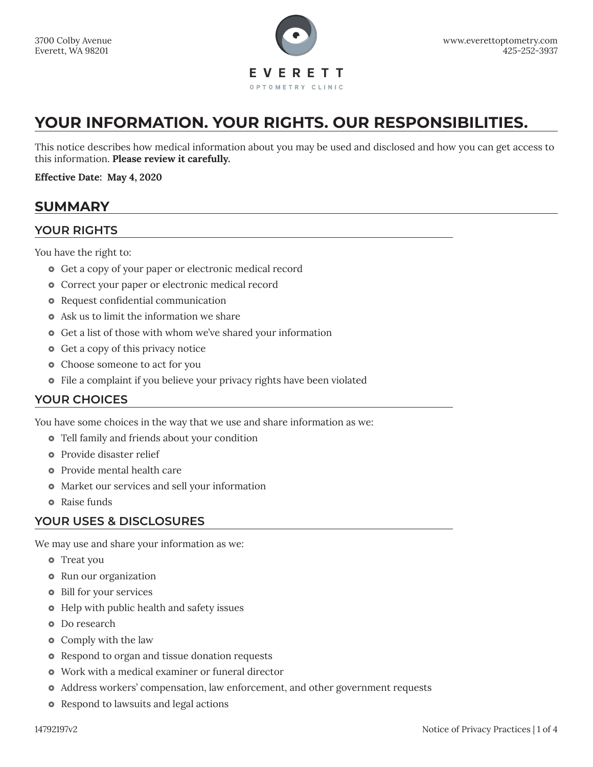3700 Colby Avenue
Everett, WA 98201

www.everettoptometry.com
425-252-3937

EVERETT
OPTOMETRY CLINIC

# YOUR INFORMATION. YOUR RIGHTS. OUR RESPONSIBILITIES.

This notice describes how medical information about you may be used and disclosed and how you can get access to this information. **Please review it carefully.**

**Effective Date: May 4, 2020**

## SUMMARY

### YOUR RIGHTS

You have the right to:

- Get a copy of your paper or electronic medical record
- Correct your paper or electronic medical record
- Request confidential communication
- Ask us to limit the information we share
- Get a list of those with whom we've shared your information
- Get a copy of this privacy notice
- Choose someone to act for you
- File a complaint if you believe your privacy rights have been violated

### YOUR CHOICES

You have some choices in the way that we use and share information as we:

- Tell family and friends about your condition
- Provide disaster relief
- Provide mental health care
- Market our services and sell your information
- Raise funds

### YOUR USES & DISCLOSURES

We may use and share your information as we:

- Treat you
- Run our organization
- Bill for your services
- Help with public health and safety issues
- Do research
- Comply with the law
- Respond to organ and tissue donation requests
- Work with a medical examiner or funeral director
- Address workers' compensation, law enforcement, and other government requests
- Respond to lawsuits and legal actions

14792197v2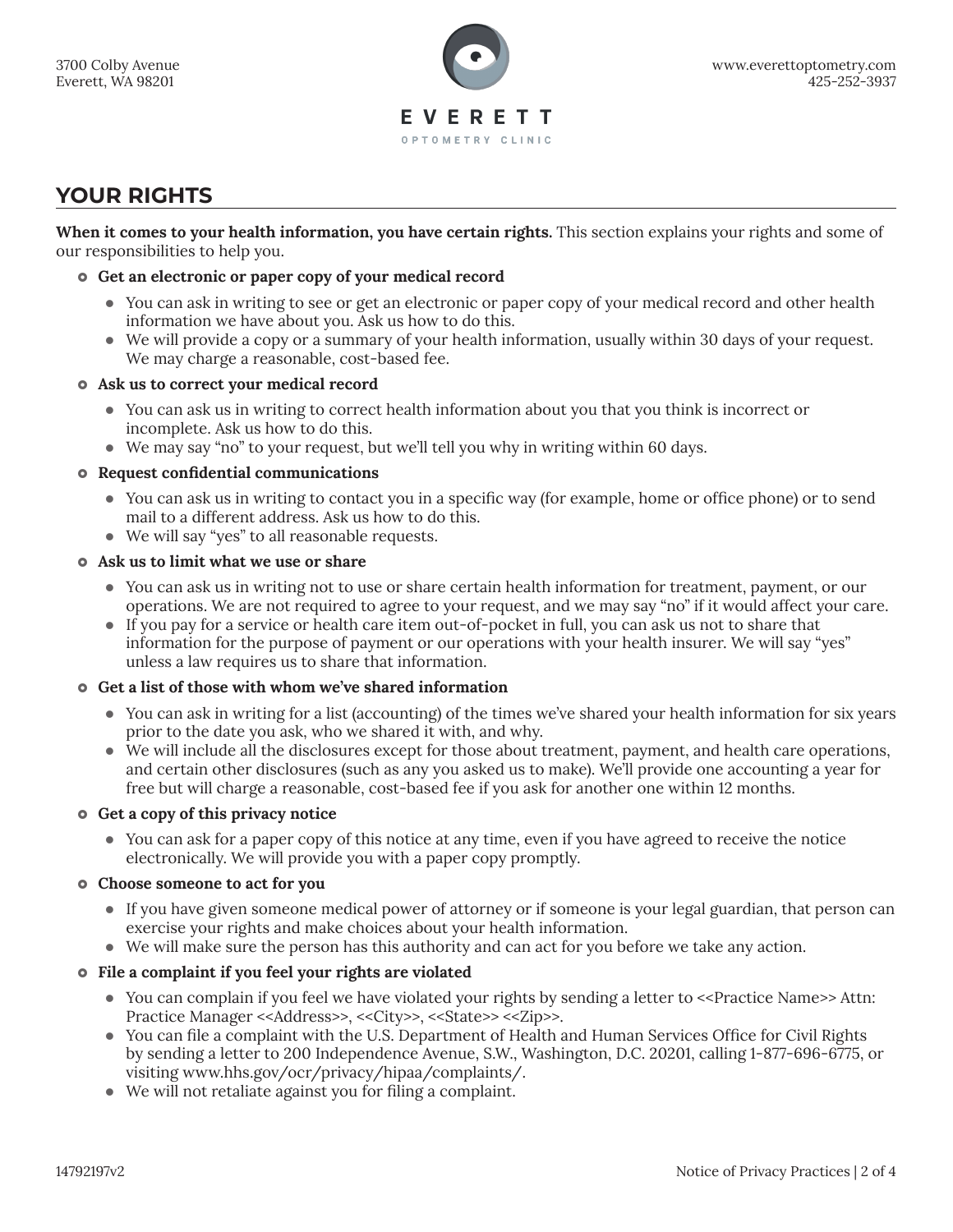## YOUR RIGHTS

**When it comes to your health information, you have certain rights.** This section explains your rights and some of our responsibilities to help you.

- **Get an electronic or paper copy of your medical record**
  - You can ask in writing to see or get an electronic or paper copy of your medical record and other health information we have about you. Ask us how to do this.
  - We will provide a copy or a summary of your health information, usually within 30 days of your request. We may charge a reasonable, cost-based fee.
- **Ask us to correct your medical record**
  - You can ask us in writing to correct health information about you that you think is incorrect or incomplete. Ask us how to do this.
  - We may say "no" to your request, but we'll tell you why in writing within 60 days.
- **Request confidential communications**
  - You can ask us in writing to contact you in a specific way (for example, home or office phone) or to send mail to a different address. Ask us how to do this.
  - We will say "yes" to all reasonable requests.
- **Ask us to limit what we use or share**
  - You can ask us in writing not to use or share certain health information for treatment, payment, or our operations. We are not required to agree to your request, and we may say "no" if it would affect your care.
  - If you pay for a service or health care item out-of-pocket in full, you can ask us not to share that information for the purpose of payment or our operations with your health insurer. We will say "yes" unless a law requires us to share that information.
- **Get a list of those with whom we've shared information**
  - You can ask in writing for a list (accounting) of the times we've shared your health information for six years prior to the date you ask, who we shared it with, and why.
  - We will include all the disclosures except for those about treatment, payment, and health care operations, and certain other disclosures (such as any you asked us to make). We'll provide one accounting a year for free but will charge a reasonable, cost-based fee if you ask for another one within 12 months.
- **Get a copy of this privacy notice**
  - You can ask for a paper copy of this notice at any time, even if you have agreed to receive the notice electronically. We will provide you with a paper copy promptly.
- **Choose someone to act for you**
  - If you have given someone medical power of attorney or if someone is your legal guardian, that person can exercise your rights and make choices about your health information.
  - We will make sure the person has this authority and can act for you before we take any action.
- **File a complaint if you feel your rights are violated**
  - You can complain if you feel we have violated your rights by sending a letter to <<Practice Name>> Attn: Practice Manager <<Address>>, <<City>>, <<State>> <<Zip>>.
  - You can file a complaint with the U.S. Department of Health and Human Services Office for Civil Rights by sending a letter to 200 Independence Avenue, S.W., Washington, D.C. 20201, calling 1-877-696-6775, or visiting www.hhs.gov/ocr/privacy/hipaa/complaints/.
  - We will not retaliate against you for filing a complaint.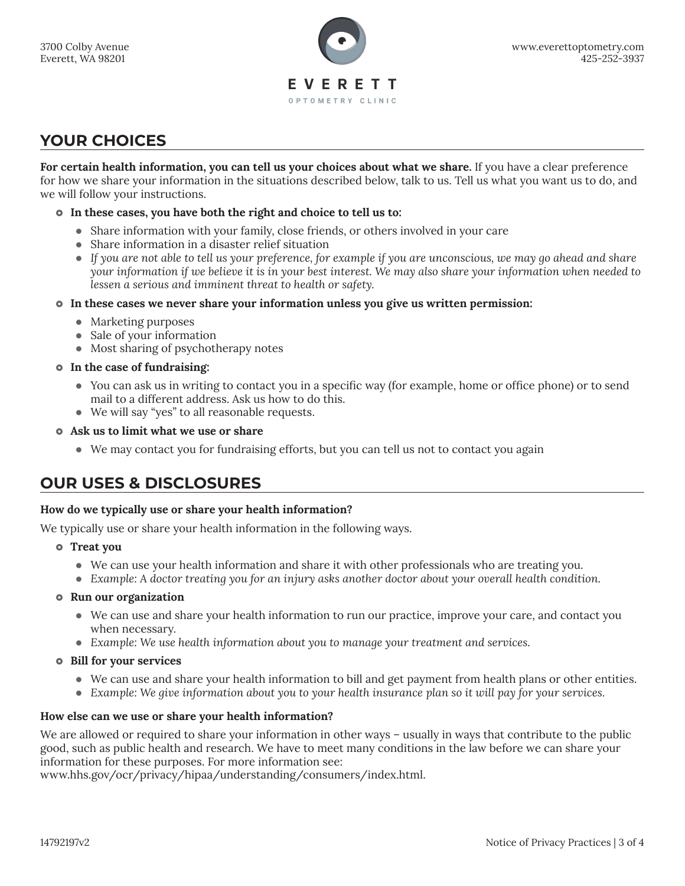## YOUR CHOICES

**For certain health information, you can tell us your choices about what we share.** If you have a clear preference for how we share your information in the situations described below, talk to us. Tell us what you want us to do, and we will follow your instructions.

- **In these cases, you have both the right and choice to tell us to:**
  - Share information with your family, close friends, or others involved in your care
  - Share information in a disaster relief situation
  - *If you are not able to tell us your preference, for example if you are unconscious, we may go ahead and share your information if we believe it is in your best interest. We may also share your information when needed to lessen a serious and imminent threat to health or safety.*
- **In these cases we never share your information unless you give us written permission:**
  - Marketing purposes
  - Sale of your information
  - Most sharing of psychotherapy notes
- **In the case of fundraising:**
  - You can ask us in writing to contact you in a specific way (for example, home or office phone) or to send mail to a different address. Ask us how to do this.
  - We will say "yes" to all reasonable requests.
- **Ask us to limit what we use or share**
  - We may contact you for fundraising efforts, but you can tell us not to contact you again

## OUR USES & DISCLOSURES

**How do we typically use or share your health information?**

We typically use or share your health information in the following ways.

- **Treat you**
  - We can use your health information and share it with other professionals who are treating you.
  - *Example: A doctor treating you for an injury asks another doctor about your overall health condition.*
- **Run our organization**
  - We can use and share your health information to run our practice, improve your care, and contact you when necessary.
  - *Example: We use health information about you to manage your treatment and services.*
- **Bill for your services**
  - We can use and share your health information to bill and get payment from health plans or other entities.
  - *Example: We give information about you to your health insurance plan so it will pay for your services.*

**How else can we use or share your health information?**

We are allowed or required to share your information in other ways – usually in ways that contribute to the public good, such as public health and research. We have to meet many conditions in the law before we can share your information for these purposes. For more information see:
www.hhs.gov/ocr/privacy/hipaa/understanding/consumers/index.html.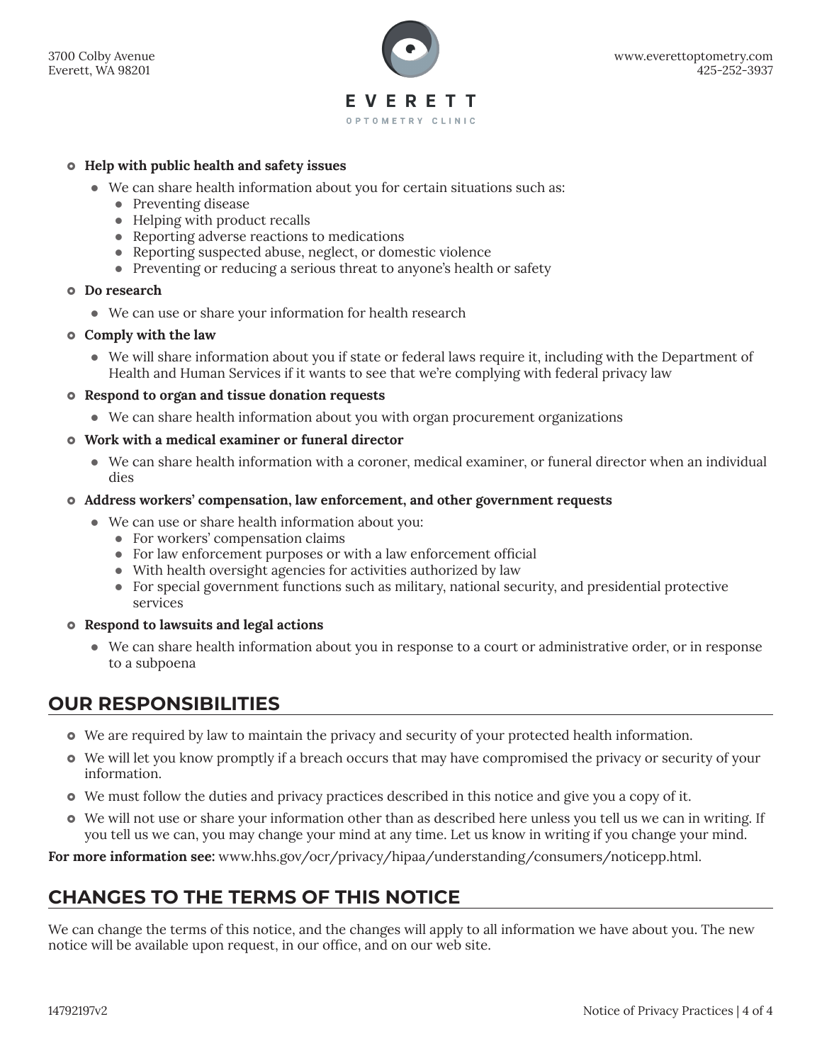- **Help with public health and safety issues**
  - We can share health information about you for certain situations such as:
    - Preventing disease
    - Helping with product recalls
    - Reporting adverse reactions to medications
    - Reporting suspected abuse, neglect, or domestic violence
    - Preventing or reducing a serious threat to anyone's health or safety
- **Do research**
  - We can use or share your information for health research
- **Comply with the law**
  - We will share information about you if state or federal laws require it, including with the Department of Health and Human Services if it wants to see that we're complying with federal privacy law
- **Respond to organ and tissue donation requests**
  - We can share health information about you with organ procurement organizations
- **Work with a medical examiner or funeral director**
  - We can share health information with a coroner, medical examiner, or funeral director when an individual dies
- **Address workers' compensation, law enforcement, and other government requests**
  - We can use or share health information about you:
    - For workers' compensation claims
    - For law enforcement purposes or with a law enforcement official
    - With health oversight agencies for activities authorized by law
    - For special government functions such as military, national security, and presidential protective services
- **Respond to lawsuits and legal actions**
  - We can share health information about you in response to a court or administrative order, or in response to a subpoena

## OUR RESPONSIBILITIES

- We are required by law to maintain the privacy and security of your protected health information.
- We will let you know promptly if a breach occurs that may have compromised the privacy or security of your information.
- We must follow the duties and privacy practices described in this notice and give you a copy of it.
- We will not use or share your information other than as described here unless you tell us we can in writing. If you tell us we can, you may change your mind at any time. Let us know in writing if you change your mind.

**For more information see:** www.hhs.gov/ocr/privacy/hipaa/understanding/consumers/noticepp.html.

## CHANGES TO THE TERMS OF THIS NOTICE

We can change the terms of this notice, and the changes will apply to all information we have about you. The new notice will be available upon request, in our office, and on our web site.

14792197v2